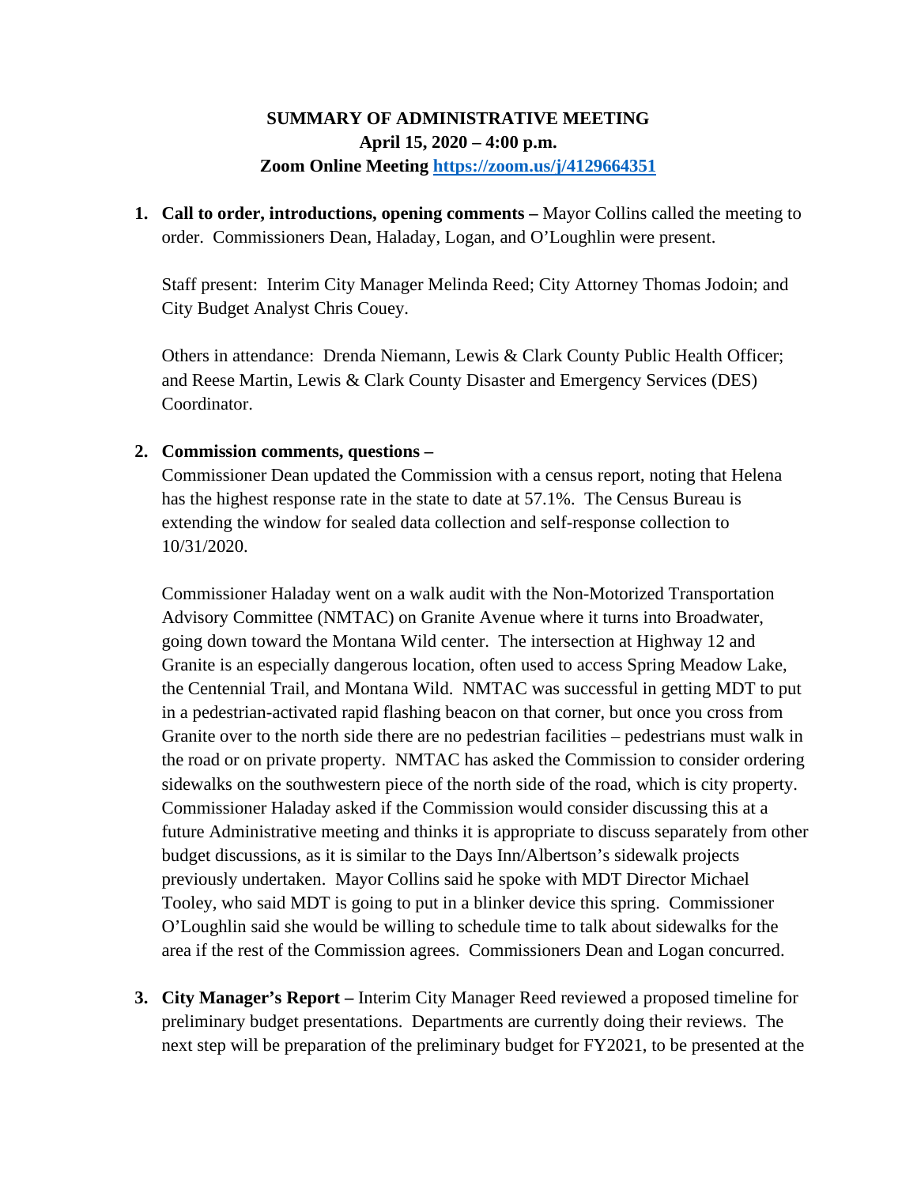**SUMMARY OF ADMINISTRATIVE MEETING**
**April 15, 2020 – 4:00 p.m.**
**Zoom Online Meeting [https://zoom.us/j/4129664351](https://zoom.us/j/4129664351)**

1. **Call to order, introductions, opening comments –** Mayor Collins called the meeting to order. Commissioners Dean, Haladay, Logan, and O'Loughlin were present.

   Staff present: Interim City Manager Melinda Reed; City Attorney Thomas Jodoin; and City Budget Analyst Chris Couey.

   Others in attendance: Drenda Niemann, Lewis & Clark County Public Health Officer; and Reese Martin, Lewis & Clark County Disaster and Emergency Services (DES) Coordinator.

2. **Commission comments, questions –**
   Commissioner Dean updated the Commission with a census report, noting that Helena has the highest response rate in the state to date at 57.1%. The Census Bureau is extending the window for sealed data collection and self-response collection to 10/31/2020.

   Commissioner Haladay went on a walk audit with the Non-Motorized Transportation Advisory Committee (NMTAC) on Granite Avenue where it turns into Broadwater, going down toward the Montana Wild center. The intersection at Highway 12 and Granite is an especially dangerous location, often used to access Spring Meadow Lake, the Centennial Trail, and Montana Wild. NMTAC was successful in getting MDT to put in a pedestrian-activated rapid flashing beacon on that corner, but once you cross from Granite over to the north side there are no pedestrian facilities – pedestrians must walk in the road or on private property. NMTAC has asked the Commission to consider ordering sidewalks on the southwestern piece of the north side of the road, which is city property. Commissioner Haladay asked if the Commission would consider discussing this at a future Administrative meeting and thinks it is appropriate to discuss separately from other budget discussions, as it is similar to the Days Inn/Albertson's sidewalk projects previously undertaken. Mayor Collins said he spoke with MDT Director Michael Tooley, who said MDT is going to put in a blinker device this spring. Commissioner O'Loughlin said she would be willing to schedule time to talk about sidewalks for the area if the rest of the Commission agrees. Commissioners Dean and Logan concurred.

3. **City Manager's Report –** Interim City Manager Reed reviewed a proposed timeline for preliminary budget presentations. Departments are currently doing their reviews. The next step will be preparation of the preliminary budget for FY2021, to be presented at the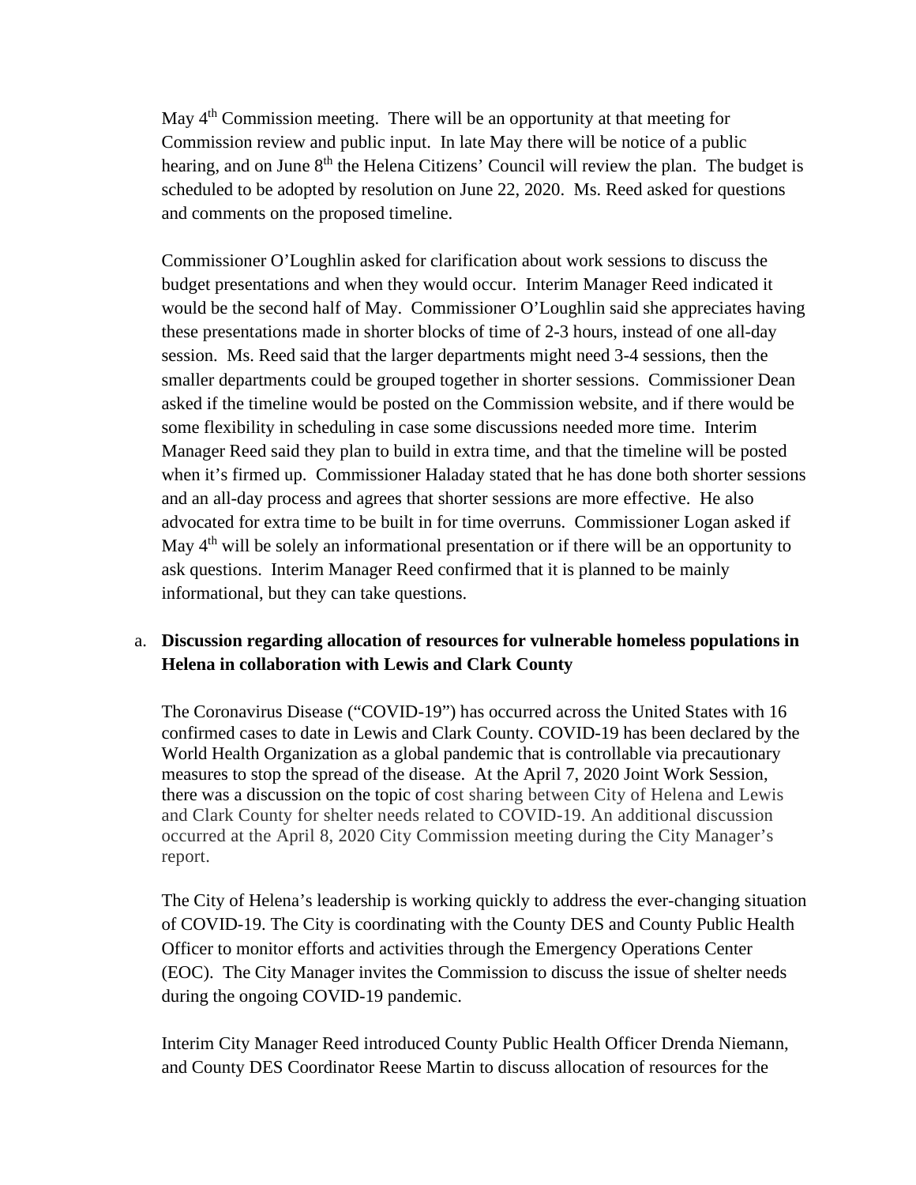May 4th Commission meeting. There will be an opportunity at that meeting for Commission review and public input. In late May there will be notice of a public hearing, and on June 8th the Helena Citizens' Council will review the plan. The budget is scheduled to be adopted by resolution on June 22, 2020. Ms. Reed asked for questions and comments on the proposed timeline.

Commissioner O'Loughlin asked for clarification about work sessions to discuss the budget presentations and when they would occur. Interim Manager Reed indicated it would be the second half of May. Commissioner O'Loughlin said she appreciates having these presentations made in shorter blocks of time of 2-3 hours, instead of one all-day session. Ms. Reed said that the larger departments might need 3-4 sessions, then the smaller departments could be grouped together in shorter sessions. Commissioner Dean asked if the timeline would be posted on the Commission website, and if there would be some flexibility in scheduling in case some discussions needed more time. Interim Manager Reed said they plan to build in extra time, and that the timeline will be posted when it's firmed up. Commissioner Haladay stated that he has done both shorter sessions and an all-day process and agrees that shorter sessions are more effective. He also advocated for extra time to be built in for time overruns. Commissioner Logan asked if May 4th will be solely an informational presentation or if there will be an opportunity to ask questions. Interim Manager Reed confirmed that it is planned to be mainly informational, but they can take questions.

a. **Discussion regarding allocation of resources for vulnerable homeless populations in Helena in collaboration with Lewis and Clark County**

The Coronavirus Disease ("COVID-19") has occurred across the United States with 16 confirmed cases to date in Lewis and Clark County. COVID-19 has been declared by the World Health Organization as a global pandemic that is controllable via precautionary measures to stop the spread of the disease. At the April 7, 2020 Joint Work Session, there was a discussion on the topic of cost sharing between City of Helena and Lewis and Clark County for shelter needs related to COVID-19. An additional discussion occurred at the April 8, 2020 City Commission meeting during the City Manager's report.

The City of Helena's leadership is working quickly to address the ever-changing situation of COVID-19. The City is coordinating with the County DES and County Public Health Officer to monitor efforts and activities through the Emergency Operations Center (EOC). The City Manager invites the Commission to discuss the issue of shelter needs during the ongoing COVID-19 pandemic.

Interim City Manager Reed introduced County Public Health Officer Drenda Niemann, and County DES Coordinator Reese Martin to discuss allocation of resources for the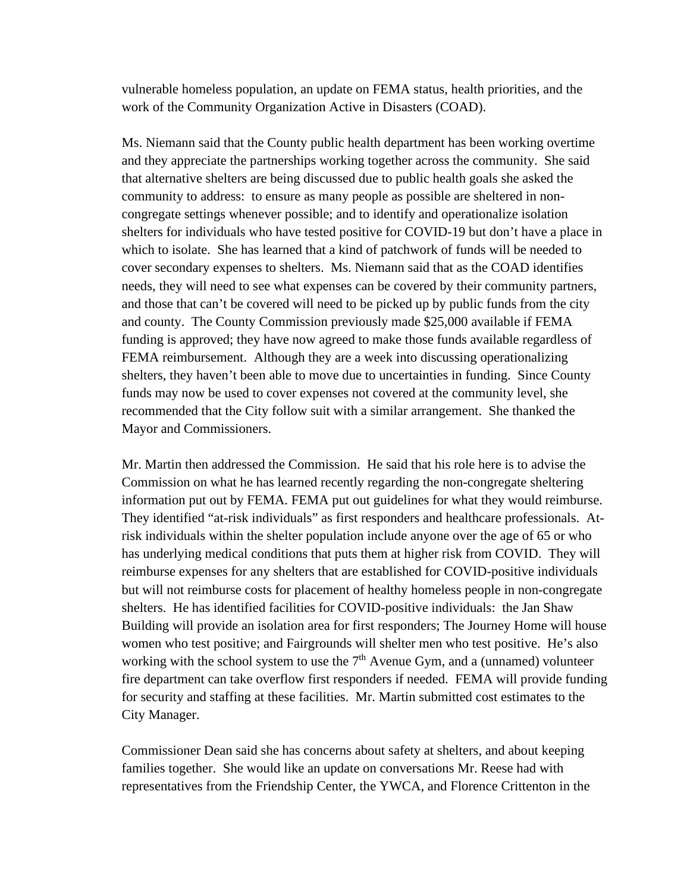vulnerable homeless population, an update on FEMA status, health priorities, and the work of the Community Organization Active in Disasters (COAD).

Ms. Niemann said that the County public health department has been working overtime and they appreciate the partnerships working together across the community. She said that alternative shelters are being discussed due to public health goals she asked the community to address: to ensure as many people as possible are sheltered in non-congregate settings whenever possible; and to identify and operationalize isolation shelters for individuals who have tested positive for COVID-19 but don't have a place in which to isolate. She has learned that a kind of patchwork of funds will be needed to cover secondary expenses to shelters. Ms. Niemann said that as the COAD identifies needs, they will need to see what expenses can be covered by their community partners, and those that can't be covered will need to be picked up by public funds from the city and county. The County Commission previously made $25,000 available if FEMA funding is approved; they have now agreed to make those funds available regardless of FEMA reimbursement. Although they are a week into discussing operationalizing shelters, they haven't been able to move due to uncertainties in funding. Since County funds may now be used to cover expenses not covered at the community level, she recommended that the City follow suit with a similar arrangement. She thanked the Mayor and Commissioners.

Mr. Martin then addressed the Commission. He said that his role here is to advise the Commission on what he has learned recently regarding the non-congregate sheltering information put out by FEMA. FEMA put out guidelines for what they would reimburse. They identified "at-risk individuals" as first responders and healthcare professionals. At-risk individuals within the shelter population include anyone over the age of 65 or who has underlying medical conditions that puts them at higher risk from COVID. They will reimburse expenses for any shelters that are established for COVID-positive individuals but will not reimburse costs for placement of healthy homeless people in non-congregate shelters. He has identified facilities for COVID-positive individuals: the Jan Shaw Building will provide an isolation area for first responders; The Journey Home will house women who test positive; and Fairgrounds will shelter men who test positive. He's also working with the school system to use the 7th Avenue Gym, and a (unnamed) volunteer fire department can take overflow first responders if needed. FEMA will provide funding for security and staffing at these facilities. Mr. Martin submitted cost estimates to the City Manager.

Commissioner Dean said she has concerns about safety at shelters, and about keeping families together. She would like an update on conversations Mr. Reese had with representatives from the Friendship Center, the YWCA, and Florence Crittenton in the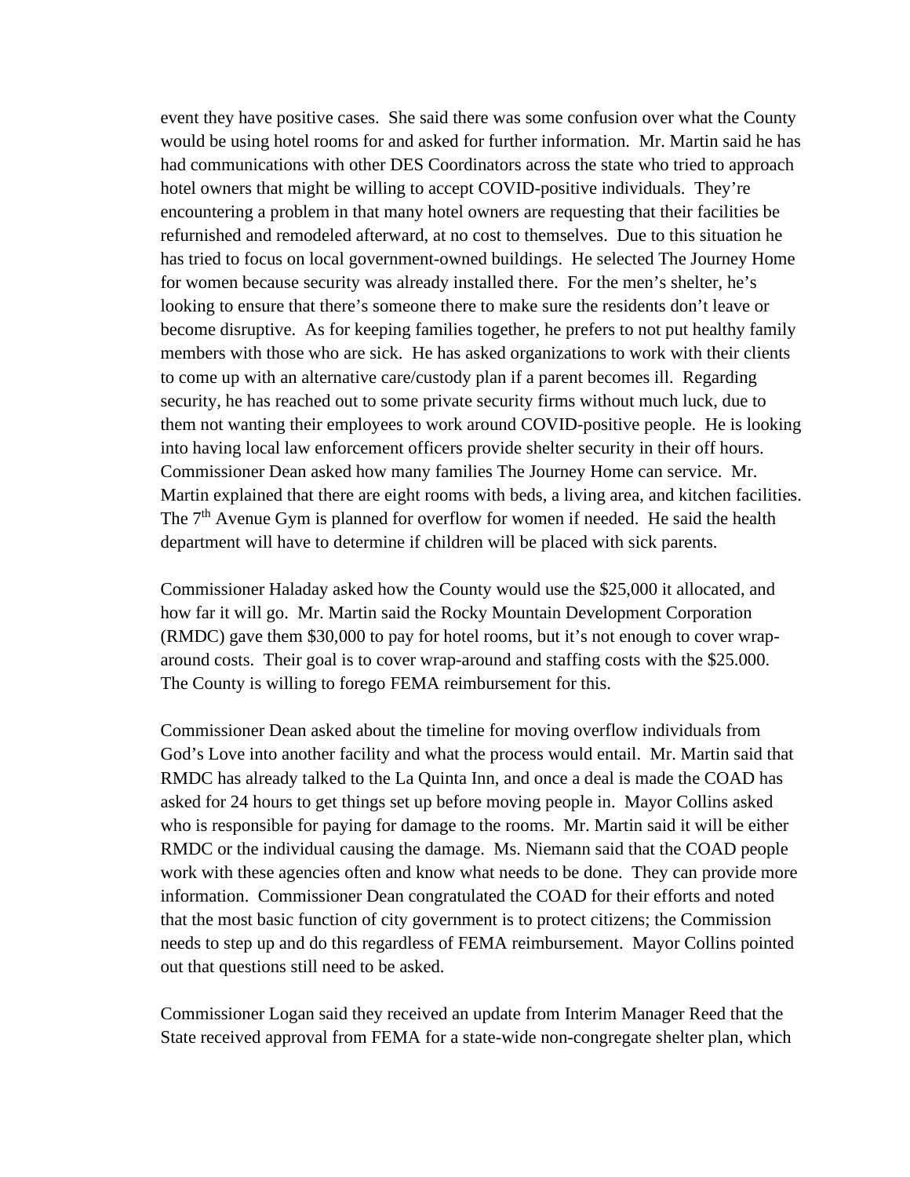event they have positive cases. She said there was some confusion over what the County would be using hotel rooms for and asked for further information. Mr. Martin said he has had communications with other DES Coordinators across the state who tried to approach hotel owners that might be willing to accept COVID-positive individuals. They're encountering a problem in that many hotel owners are requesting that their facilities be refurnished and remodeled afterward, at no cost to themselves. Due to this situation he has tried to focus on local government-owned buildings. He selected The Journey Home for women because security was already installed there. For the men's shelter, he's looking to ensure that there's someone there to make sure the residents don't leave or become disruptive. As for keeping families together, he prefers to not put healthy family members with those who are sick. He has asked organizations to work with their clients to come up with an alternative care/custody plan if a parent becomes ill. Regarding security, he has reached out to some private security firms without much luck, due to them not wanting their employees to work around COVID-positive people. He is looking into having local law enforcement officers provide shelter security in their off hours. Commissioner Dean asked how many families The Journey Home can service. Mr. Martin explained that there are eight rooms with beds, a living area, and kitchen facilities. The 7th Avenue Gym is planned for overflow for women if needed. He said the health department will have to determine if children will be placed with sick parents.

Commissioner Haladay asked how the County would use the $25,000 it allocated, and how far it will go. Mr. Martin said the Rocky Mountain Development Corporation (RMDC) gave them $30,000 to pay for hotel rooms, but it's not enough to cover wrap-around costs. Their goal is to cover wrap-around and staffing costs with the $25.000. The County is willing to forego FEMA reimbursement for this.

Commissioner Dean asked about the timeline for moving overflow individuals from God's Love into another facility and what the process would entail. Mr. Martin said that RMDC has already talked to the La Quinta Inn, and once a deal is made the COAD has asked for 24 hours to get things set up before moving people in. Mayor Collins asked who is responsible for paying for damage to the rooms. Mr. Martin said it will be either RMDC or the individual causing the damage. Ms. Niemann said that the COAD people work with these agencies often and know what needs to be done. They can provide more information. Commissioner Dean congratulated the COAD for their efforts and noted that the most basic function of city government is to protect citizens; the Commission needs to step up and do this regardless of FEMA reimbursement. Mayor Collins pointed out that questions still need to be asked.

Commissioner Logan said they received an update from Interim Manager Reed that the State received approval from FEMA for a state-wide non-congregate shelter plan, which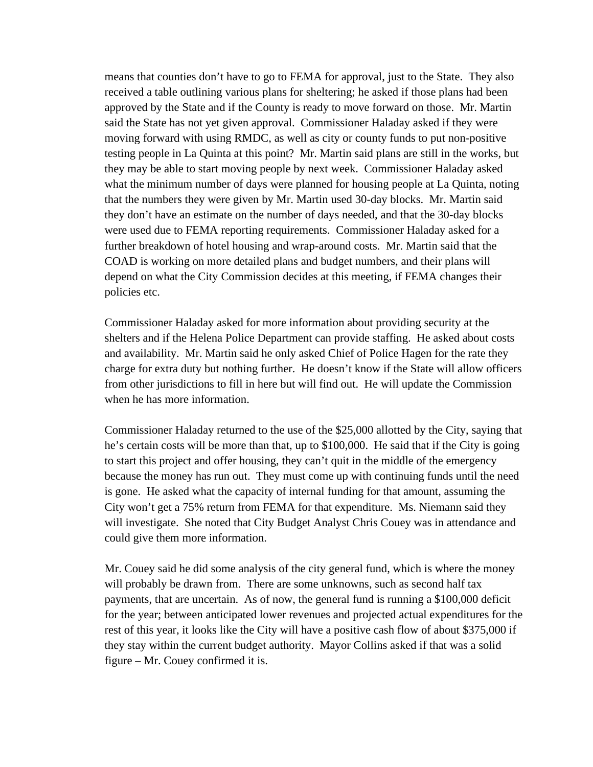means that counties don't have to go to FEMA for approval, just to the State. They also received a table outlining various plans for sheltering; he asked if those plans had been approved by the State and if the County is ready to move forward on those. Mr. Martin said the State has not yet given approval. Commissioner Haladay asked if they were moving forward with using RMDC, as well as city or county funds to put non-positive testing people in La Quinta at this point? Mr. Martin said plans are still in the works, but they may be able to start moving people by next week. Commissioner Haladay asked what the minimum number of days were planned for housing people at La Quinta, noting that the numbers they were given by Mr. Martin used 30-day blocks. Mr. Martin said they don't have an estimate on the number of days needed, and that the 30-day blocks were used due to FEMA reporting requirements. Commissioner Haladay asked for a further breakdown of hotel housing and wrap-around costs. Mr. Martin said that the COAD is working on more detailed plans and budget numbers, and their plans will depend on what the City Commission decides at this meeting, if FEMA changes their policies etc.

Commissioner Haladay asked for more information about providing security at the shelters and if the Helena Police Department can provide staffing. He asked about costs and availability. Mr. Martin said he only asked Chief of Police Hagen for the rate they charge for extra duty but nothing further. He doesn't know if the State will allow officers from other jurisdictions to fill in here but will find out. He will update the Commission when he has more information.

Commissioner Haladay returned to the use of the $25,000 allotted by the City, saying that he's certain costs will be more than that, up to $100,000. He said that if the City is going to start this project and offer housing, they can't quit in the middle of the emergency because the money has run out. They must come up with continuing funds until the need is gone. He asked what the capacity of internal funding for that amount, assuming the City won't get a 75% return from FEMA for that expenditure. Ms. Niemann said they will investigate. She noted that City Budget Analyst Chris Couey was in attendance and could give them more information.

Mr. Couey said he did some analysis of the city general fund, which is where the money will probably be drawn from. There are some unknowns, such as second half tax payments, that are uncertain. As of now, the general fund is running a $100,000 deficit for the year; between anticipated lower revenues and projected actual expenditures for the rest of this year, it looks like the City will have a positive cash flow of about $375,000 if they stay within the current budget authority. Mayor Collins asked if that was a solid figure – Mr. Couey confirmed it is.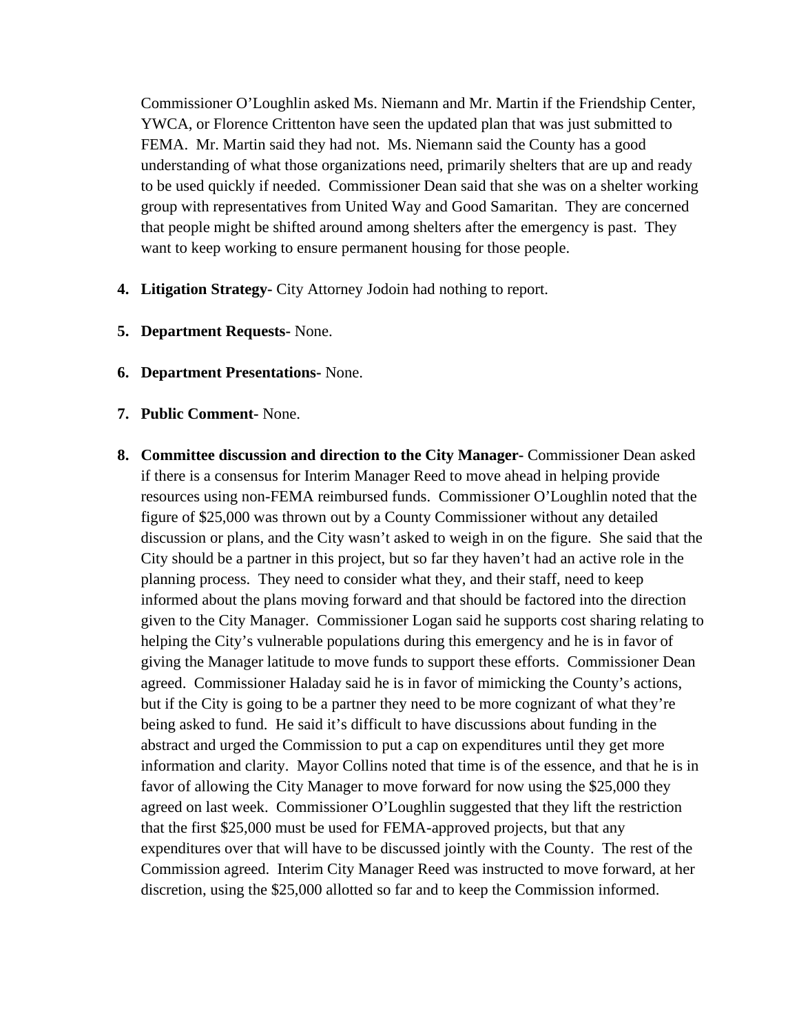Commissioner O'Loughlin asked Ms. Niemann and Mr. Martin if the Friendship Center, YWCA, or Florence Crittenton have seen the updated plan that was just submitted to FEMA. Mr. Martin said they had not. Ms. Niemann said the County has a good understanding of what those organizations need, primarily shelters that are up and ready to be used quickly if needed. Commissioner Dean said that she was on a shelter working group with representatives from United Way and Good Samaritan. They are concerned that people might be shifted around among shelters after the emergency is past. They want to keep working to ensure permanent housing for those people.

4. **Litigation Strategy-** City Attorney Jodoin had nothing to report.

5. **Department Requests-** None.

6. **Department Presentations-** None.

7. **Public Comment-** None.

8. **Committee discussion and direction to the City Manager-** Commissioner Dean asked if there is a consensus for Interim Manager Reed to move ahead in helping provide resources using non-FEMA reimbursed funds. Commissioner O'Loughlin noted that the figure of $25,000 was thrown out by a County Commissioner without any detailed discussion or plans, and the City wasn't asked to weigh in on the figure. She said that the City should be a partner in this project, but so far they haven't had an active role in the planning process. They need to consider what they, and their staff, need to keep informed about the plans moving forward and that should be factored into the direction given to the City Manager. Commissioner Logan said he supports cost sharing relating to helping the City's vulnerable populations during this emergency and he is in favor of giving the Manager latitude to move funds to support these efforts. Commissioner Dean agreed. Commissioner Haladay said he is in favor of mimicking the County's actions, but if the City is going to be a partner they need to be more cognizant of what they're being asked to fund. He said it's difficult to have discussions about funding in the abstract and urged the Commission to put a cap on expenditures until they get more information and clarity. Mayor Collins noted that time is of the essence, and that he is in favor of allowing the City Manager to move forward for now using the $25,000 they agreed on last week. Commissioner O'Loughlin suggested that they lift the restriction that the first $25,000 must be used for FEMA-approved projects, but that any expenditures over that will have to be discussed jointly with the County. The rest of the Commission agreed. Interim City Manager Reed was instructed to move forward, at her discretion, using the $25,000 allotted so far and to keep the Commission informed.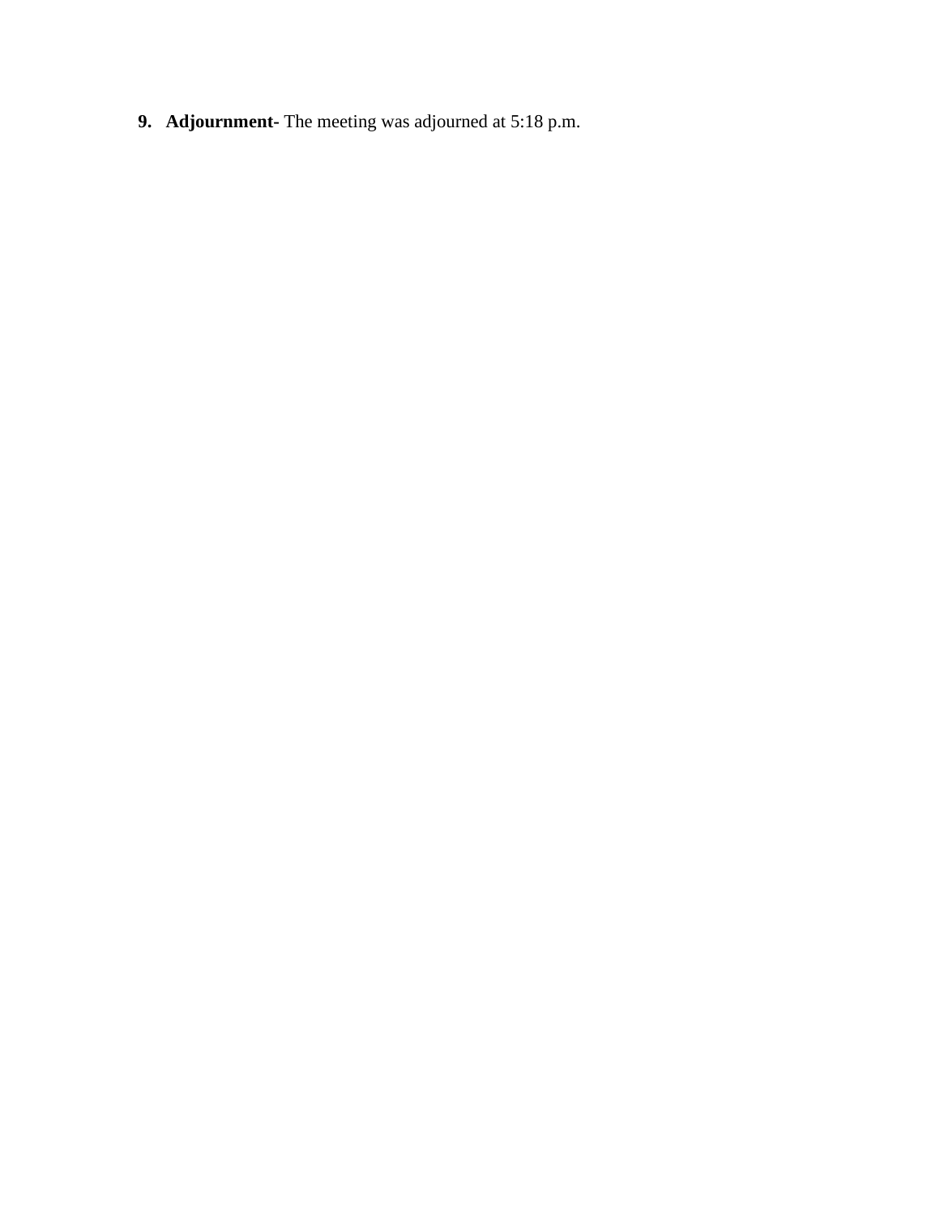9. **Adjournment-** The meeting was adjourned at 5:18 p.m.